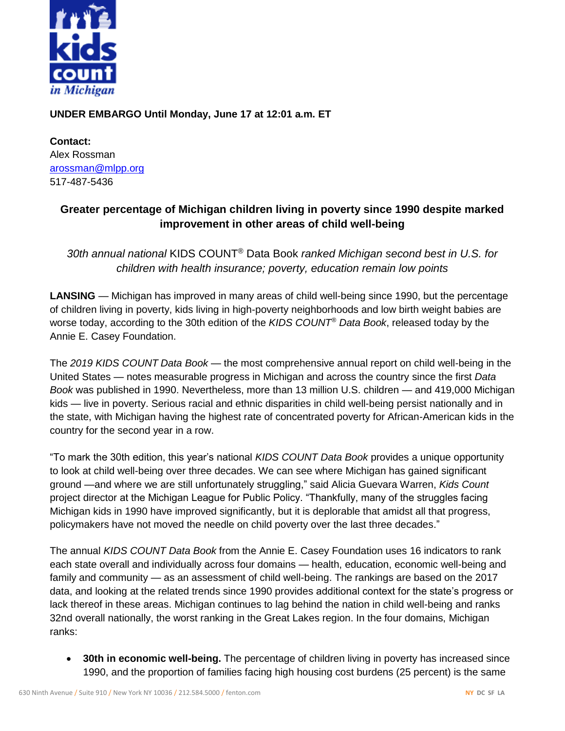**UNDER EMBARGO Until Monday, June 17 at 12:01 a.m. ET**

**Contact:**
Alex Rossman
arossman@mlpp.org
517-487-5436

## Greater percentage of Michigan children living in poverty since 1990 despite marked improvement in other areas of child well-being

*30th annual national* KIDS COUNT® Data Book *ranked Michigan second best in U.S. for children with health insurance; poverty, education remain low points*

**LANSING** — Michigan has improved in many areas of child well-being since 1990, but the percentage of children living in poverty, kids living in high-poverty neighborhoods and low birth weight babies are worse today, according to the 30th edition of the *KIDS COUNT® Data Book*, released today by the Annie E. Casey Foundation.

The *2019 KIDS COUNT Data Book* — the most comprehensive annual report on child well-being in the United States — notes measurable progress in Michigan and across the country since the first *Data Book* was published in 1990. Nevertheless, more than 13 million U.S. children — and 419,000 Michigan kids — live in poverty. Serious racial and ethnic disparities in child well-being persist nationally and in the state, with Michigan having the highest rate of concentrated poverty for African-American kids in the country for the second year in a row.

"To mark the 30th edition, this year's national *KIDS COUNT Data Book* provides a unique opportunity to look at child well-being over three decades. We can see where Michigan has gained significant ground —and where we are still unfortunately struggling," said Alicia Guevara Warren, *Kids Count* project director at the Michigan League for Public Policy. "Thankfully, many of the struggles facing Michigan kids in 1990 have improved significantly, but it is deplorable that amidst all that progress, policymakers have not moved the needle on child poverty over the last three decades."

The annual *KIDS COUNT Data Book* from the Annie E. Casey Foundation uses 16 indicators to rank each state overall and individually across four domains — health, education, economic well-being and family and community — as an assessment of child well-being. The rankings are based on the 2017 data, and looking at the related trends since 1990 provides additional context for the state's progress or lack thereof in these areas. Michigan continues to lag behind the nation in child well-being and ranks 32nd overall nationally, the worst ranking in the Great Lakes region. In the four domains, Michigan ranks:

- **30th in economic well-being.** The percentage of children living in poverty has increased since 1990, and the proportion of families facing high housing cost burdens (25 percent) is the same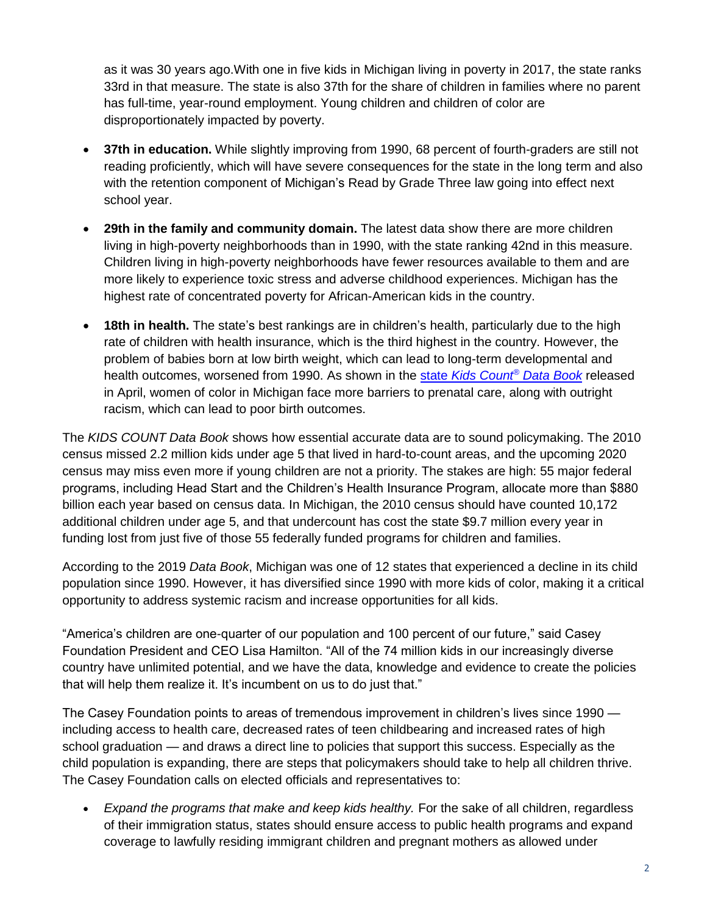as it was 30 years ago.With one in five kids in Michigan living in poverty in 2017, the state ranks 33rd in that measure. The state is also 37th for the share of children in families where no parent has full-time, year-round employment. Young children and children of color are disproportionately impacted by poverty.

- **37th in education.** While slightly improving from 1990, 68 percent of fourth-graders are still not reading proficiently, which will have severe consequences for the state in the long term and also with the retention component of Michigan's Read by Grade Three law going into effect next school year.
- **29th in the family and community domain.** The latest data show there are more children living in high-poverty neighborhoods than in 1990, with the state ranking 42nd in this measure. Children living in high-poverty neighborhoods have fewer resources available to them and are more likely to experience toxic stress and adverse childhood experiences. Michigan has the highest rate of concentrated poverty for African-American kids in the country.
- **18th in health.** The state's best rankings are in children's health, particularly due to the high rate of children with health insurance, which is the third highest in the country. However, the problem of babies born at low birth weight, which can lead to long-term developmental and health outcomes, worsened from 1990. As shown in the state *Kids Count® Data Book* released in April, women of color in Michigan face more barriers to prenatal care, along with outright racism, which can lead to poor birth outcomes.

The *KIDS COUNT Data Book* shows how essential accurate data are to sound policymaking. The 2010 census missed 2.2 million kids under age 5 that lived in hard-to-count areas, and the upcoming 2020 census may miss even more if young children are not a priority. The stakes are high: 55 major federal programs, including Head Start and the Children's Health Insurance Program, allocate more than $880 billion each year based on census data. In Michigan, the 2010 census should have counted 10,172 additional children under age 5, and that undercount has cost the state $9.7 million every year in funding lost from just five of those 55 federally funded programs for children and families.

According to the 2019 *Data Book*, Michigan was one of 12 states that experienced a decline in its child population since 1990. However, it has diversified since 1990 with more kids of color, making it a critical opportunity to address systemic racism and increase opportunities for all kids.

"America's children are one-quarter of our population and 100 percent of our future," said Casey Foundation President and CEO Lisa Hamilton. "All of the 74 million kids in our increasingly diverse country have unlimited potential, and we have the data, knowledge and evidence to create the policies that will help them realize it. It's incumbent on us to do just that."

The Casey Foundation points to areas of tremendous improvement in children's lives since 1990 — including access to health care, decreased rates of teen childbearing and increased rates of high school graduation — and draws a direct line to policies that support this success. Especially as the child population is expanding, there are steps that policymakers should take to help all children thrive. The Casey Foundation calls on elected officials and representatives to:

- *Expand the programs that make and keep kids healthy.* For the sake of all children, regardless of their immigration status, states should ensure access to public health programs and expand coverage to lawfully residing immigrant children and pregnant mothers as allowed under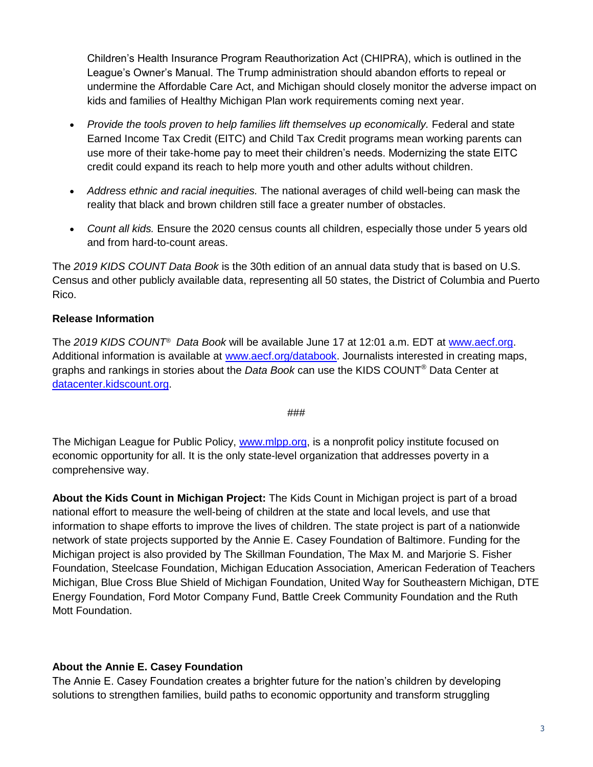Children's Health Insurance Program Reauthorization Act (CHIPRA), which is outlined in the League's Owner's Manual. The Trump administration should abandon efforts to repeal or undermine the Affordable Care Act, and Michigan should closely monitor the adverse impact on kids and families of Healthy Michigan Plan work requirements coming next year.

- *Provide the tools proven to help families lift themselves up economically.* Federal and state Earned Income Tax Credit (EITC) and Child Tax Credit programs mean working parents can use more of their take-home pay to meet their children's needs. Modernizing the state EITC credit could expand its reach to help more youth and other adults without children.
- *Address ethnic and racial inequities.* The national averages of child well-being can mask the reality that black and brown children still face a greater number of obstacles.
- *Count all kids.* Ensure the 2020 census counts all children, especially those under 5 years old and from hard-to-count areas.

The *2019 KIDS COUNT Data Book* is the 30th edition of an annual data study that is based on U.S. Census and other publicly available data, representing all 50 states, the District of Columbia and Puerto Rico.

**Release Information**

The *2019 KIDS COUNT® Data Book* will be available June 17 at 12:01 a.m. EDT at www.aecf.org. Additional information is available at www.aecf.org/databook. Journalists interested in creating maps, graphs and rankings in stories about the *Data Book* can use the KIDS COUNT® Data Center at datacenter.kidscount.org.

###

The Michigan League for Public Policy, www.mlpp.org, is a nonprofit policy institute focused on economic opportunity for all. It is the only state-level organization that addresses poverty in a comprehensive way.

**About the Kids Count in Michigan Project:** The Kids Count in Michigan project is part of a broad national effort to measure the well-being of children at the state and local levels, and use that information to shape efforts to improve the lives of children. The state project is part of a nationwide network of state projects supported by the Annie E. Casey Foundation of Baltimore. Funding for the Michigan project is also provided by The Skillman Foundation, The Max M. and Marjorie S. Fisher Foundation, Steelcase Foundation, Michigan Education Association, American Federation of Teachers Michigan, Blue Cross Blue Shield of Michigan Foundation, United Way for Southeastern Michigan, DTE Energy Foundation, Ford Motor Company Fund, Battle Creek Community Foundation and the Ruth Mott Foundation.

**About the Annie E. Casey Foundation**

The Annie E. Casey Foundation creates a brighter future for the nation's children by developing solutions to strengthen families, build paths to economic opportunity and transform struggling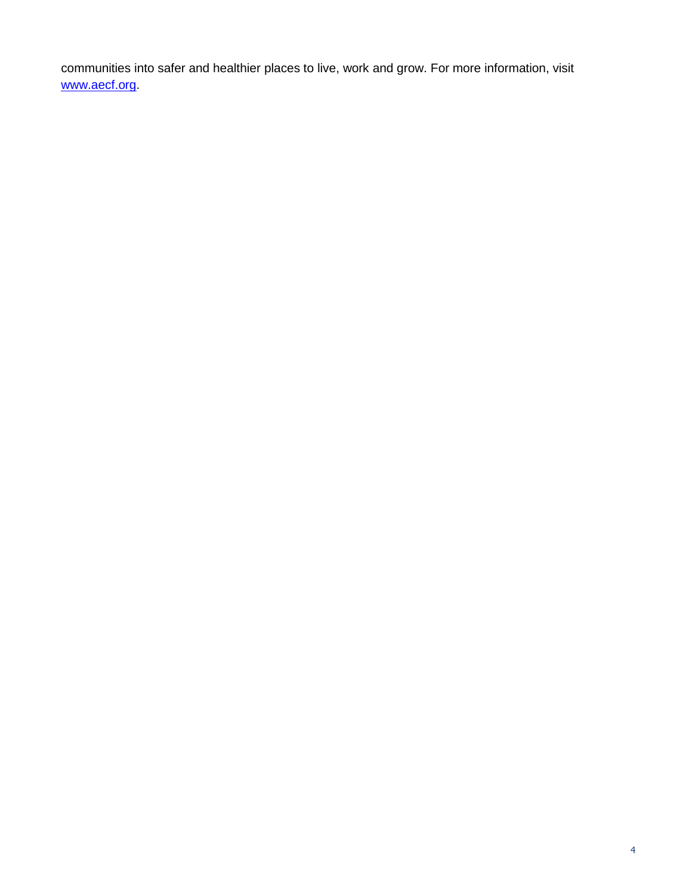communities into safer and healthier places to live, work and grow. For more information, visit [www.aecf.org](http://www.aecf.org).